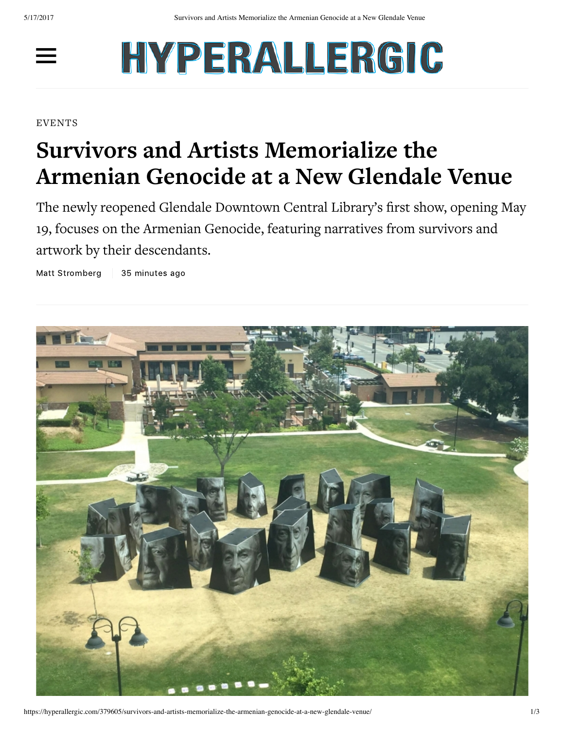# HYPERALLERGIC

EVENTS

# Survivors and Artists Memorialize the Armenian Genocide at a New Glendale Venue

The newly reopened Glendale Downtown Central Library's first show, opening May 19, focuses on the Armenian Genocide, featuring narratives from survivors and artwork by their descendants.

Matt Stromberg | 35 minutes ago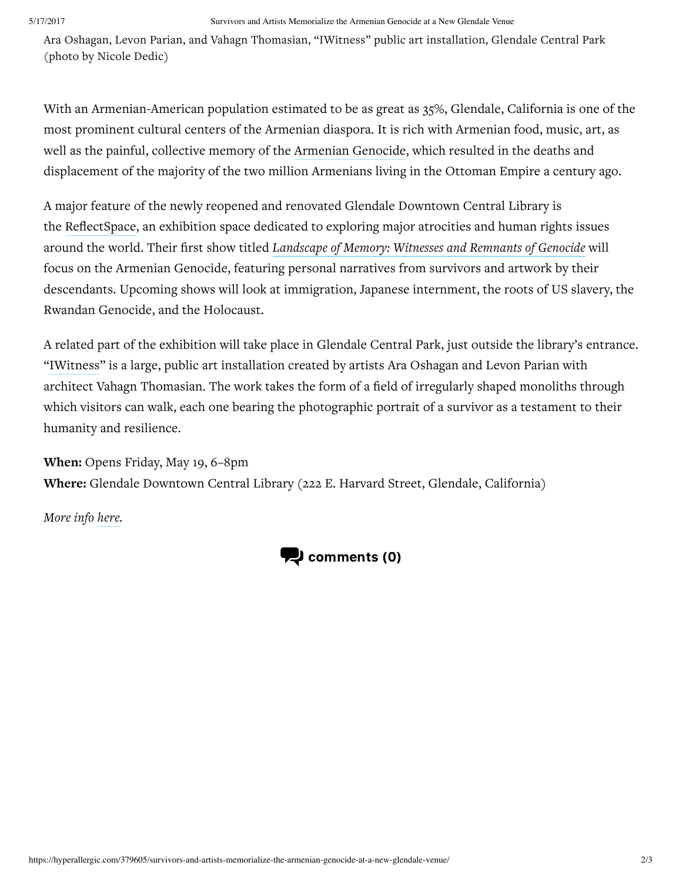Ara Oshagan, Levon Parian, and Vahagn Thomasian, "IWitness" public art installation, Glendale Central Park (photo by Nicole Dedic)

With an Armenian-American population estimated to be as great as 35%, Glendale, California is one of the most prominent cultural centers of the Armenian diaspora. It is rich with Armenian food, music, art, as well as the painful, collective memory of the Armenian Genocide, which resulted in the deaths and displacement of the majority of the two million Armenians living in the Ottoman Empire a century ago.

A major feature of the newly reopened and renovated Glendale Downtown Central Library is the ReflectSpace, an exhibition space dedicated to exploring major atrocities and human rights issues around the world. Their first show titled *Landscape of Memory: Witnesses and Remnants of Genocide* will focus on the Armenian Genocide, featuring personal narratives from survivors and artwork by their descendants. Upcoming shows will look at immigration, Japanese internment, the roots of US slavery, the Rwandan Genocide, and the Holocaust.

A related part of the exhibition will take place in Glendale Central Park, just outside the library's entrance. "IWitness" is a large, public art installation created by artists Ara Oshagan and Levon Parian with architect Vahagn Thomasian. The work takes the form of a field of irregularly shaped monoliths through which visitors can walk, each one bearing the photographic portrait of a survivor as a testament to their humanity and resilience.

**When:** Opens Friday, May 19, 6–8pm
**Where:** Glendale Downtown Central Library (222 E. Harvard Street, Glendale, California)

*More info here.*

comments (0)